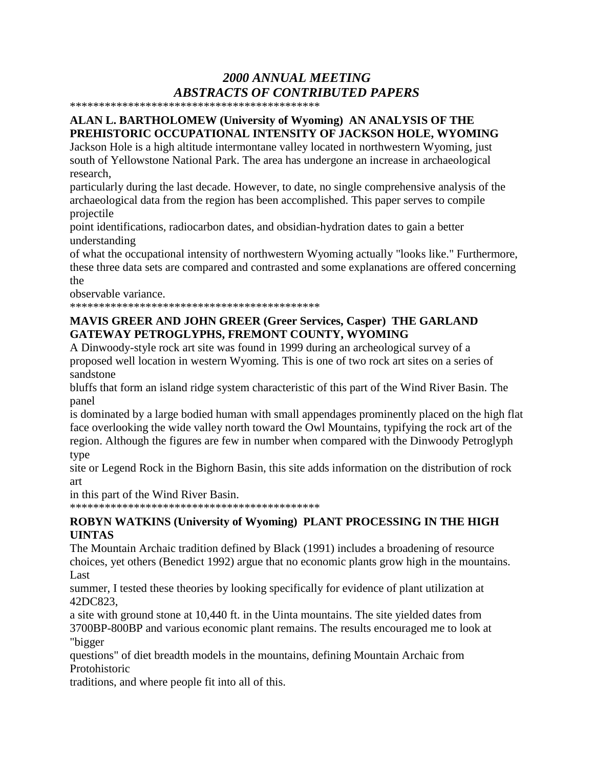# *2000 ANNUAL MEETING ABSTRACTS OF CONTRIBUTED PAPERS*

*******************************************

**ALAN L. BARTHOLOMEW (University of Wyoming) AN ANALYSIS OF THE PREHISTORIC OCCUPATIONAL INTENSITY OF JACKSON HOLE, WYOMING**

Jackson Hole is a high altitude intermontane valley located in northwestern Wyoming, just south of Yellowstone National Park. The area has undergone an increase in archaeological research, particularly during the last decade. However, to date, no single comprehensive analysis of the archaeological data from the region has been accomplished. This paper serves to compile projectile point identifications, radiocarbon dates, and obsidian-hydration dates to gain a better understanding of what the occupational intensity of northwestern Wyoming actually "looks like." Furthermore, these three data sets are compared and contrasted and some explanations are offered concerning the observable variance.

*******************************************

**MAVIS GREER AND JOHN GREER (Greer Services, Casper) THE GARLAND GATEWAY PETROGLYPHS, FREMONT COUNTY, WYOMING**

A Dinwoody-style rock art site was found in 1999 during an archeological survey of a proposed well location in western Wyoming. This is one of two rock art sites on a series of sandstone bluffs that form an island ridge system characteristic of this part of the Wind River Basin. The panel is dominated by a large bodied human with small appendages prominently placed on the high flat face overlooking the wide valley north toward the Owl Mountains, typifying the rock art of the region. Although the figures are few in number when compared with the Dinwoody Petroglyph type site or Legend Rock in the Bighorn Basin, this site adds information on the distribution of rock art in this part of the Wind River Basin.

*******************************************

**ROBYN WATKINS (University of Wyoming) PLANT PROCESSING IN THE HIGH UINTAS**

The Mountain Archaic tradition defined by Black (1991) includes a broadening of resource choices, yet others (Benedict 1992) argue that no economic plants grow high in the mountains. Last summer, I tested these theories by looking specifically for evidence of plant utilization at 42DC823, a site with ground stone at 10,440 ft. in the Uinta mountains. The site yielded dates from 3700BP-800BP and various economic plant remains. The results encouraged me to look at "bigger questions" of diet breadth models in the mountains, defining Mountain Archaic from Protohistoric traditions, and where people fit into all of this.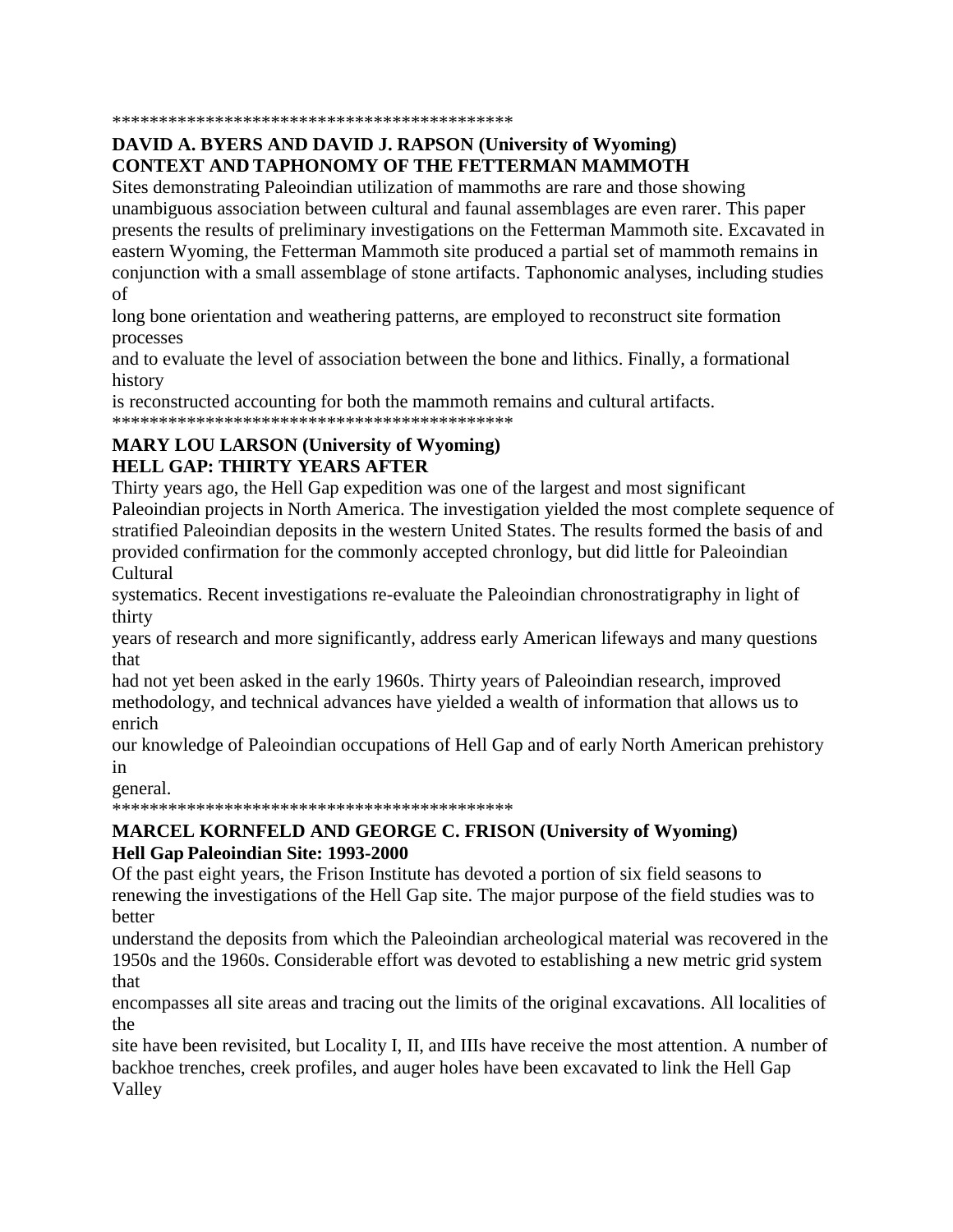*******************************************

**DAVID A. BYERS AND DAVID J. RAPSON (University of Wyoming)**
**CONTEXT AND TAPHONOMY OF THE FETTERMAN MAMMOTH**

Sites demonstrating Paleoindian utilization of mammoths are rare and those showing unambiguous association between cultural and faunal assemblages are even rarer. This paper presents the results of preliminary investigations on the Fetterman Mammoth site. Excavated in eastern Wyoming, the Fetterman Mammoth site produced a partial set of mammoth remains in conjunction with a small assemblage of stone artifacts. Taphonomic analyses, including studies of long bone orientation and weathering patterns, are employed to reconstruct site formation processes and to evaluate the level of association between the bone and lithics. Finally, a formational history is reconstructed accounting for both the mammoth remains and cultural artifacts.

*******************************************

**MARY LOU LARSON (University of Wyoming)**
**HELL GAP: THIRTY YEARS AFTER**

Thirty years ago, the Hell Gap expedition was one of the largest and most significant Paleoindian projects in North America. The investigation yielded the most complete sequence of stratified Paleoindian deposits in the western United States. The results formed the basis of and provided confirmation for the commonly accepted chronlogy, but did little for Paleoindian Cultural systematics. Recent investigations re-evaluate the Paleoindian chronostratigraphy in light of thirty years of research and more significantly, address early American lifeways and many questions that had not yet been asked in the early 1960s. Thirty years of Paleoindian research, improved methodology, and technical advances have yielded a wealth of information that allows us to enrich our knowledge of Paleoindian occupations of Hell Gap and of early North American prehistory in general.

*******************************************

**MARCEL KORNFELD AND GEORGE C. FRISON (University of Wyoming)**
**Hell Gap Paleoindian Site: 1993-2000**

Of the past eight years, the Frison Institute has devoted a portion of six field seasons to renewing the investigations of the Hell Gap site. The major purpose of the field studies was to better understand the deposits from which the Paleoindian archeological material was recovered in the 1950s and the 1960s. Considerable effort was devoted to establishing a new metric grid system that encompasses all site areas and tracing out the limits of the original excavations. All localities of the site have been revisited, but Locality I, II, and IIIs have receive the most attention. A number of backhoe trenches, creek profiles, and auger holes have been excavated to link the Hell Gap Valley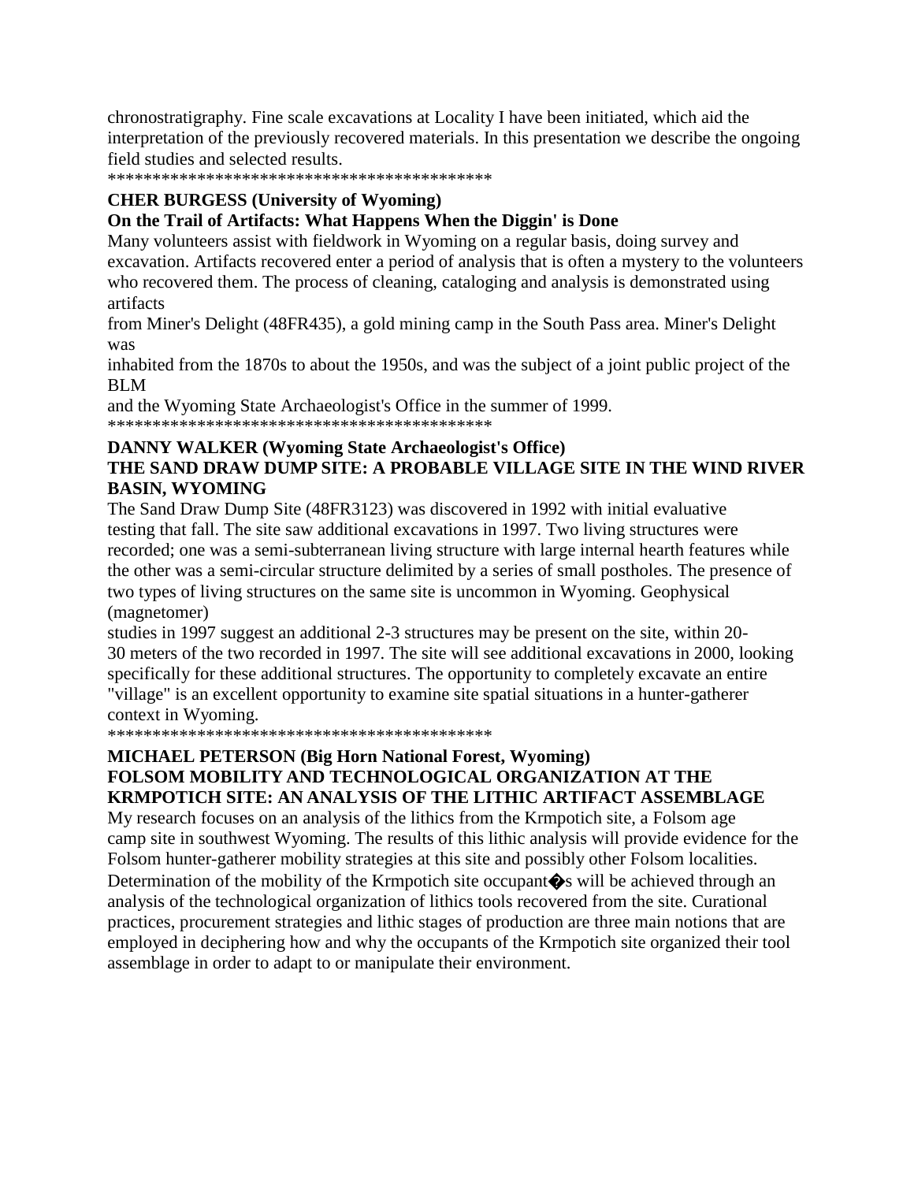chronostratigraphy. Fine scale excavations at Locality I have been initiated, which aid the interpretation of the previously recovered materials. In this presentation we describe the ongoing field studies and selected results.

*******************************************

**CHER BURGESS (University of Wyoming)**

**On the Trail of Artifacts: What Happens When the Diggin' is Done**

Many volunteers assist with fieldwork in Wyoming on a regular basis, doing survey and excavation. Artifacts recovered enter a period of analysis that is often a mystery to the volunteers who recovered them. The process of cleaning, cataloging and analysis is demonstrated using artifacts from Miner's Delight (48FR435), a gold mining camp in the South Pass area. Miner's Delight was inhabited from the 1870s to about the 1950s, and was the subject of a joint public project of the BLM and the Wyoming State Archaeologist's Office in the summer of 1999.

*******************************************

**DANNY WALKER (Wyoming State Archaeologist's Office)**

**THE SAND DRAW DUMP SITE: A PROBABLE VILLAGE SITE IN THE WIND RIVER BASIN, WYOMING**

The Sand Draw Dump Site (48FR3123) was discovered in 1992 with initial evaluative testing that fall. The site saw additional excavations in 1997. Two living structures were recorded; one was a semi-subterranean living structure with large internal hearth features while the other was a semi-circular structure delimited by a series of small postholes. The presence of two types of living structures on the same site is uncommon in Wyoming. Geophysical (magnetomer) studies in 1997 suggest an additional 2-3 structures may be present on the site, within 20-30 meters of the two recorded in 1997. The site will see additional excavations in 2000, looking specifically for these additional structures. The opportunity to completely excavate an entire "village" is an excellent opportunity to examine site spatial situations in a hunter-gatherer context in Wyoming.

*******************************************

**MICHAEL PETERSON (Big Horn National Forest, Wyoming)**

**FOLSOM MOBILITY AND TECHNOLOGICAL ORGANIZATION AT THE KRMPOTICH SITE: AN ANALYSIS OF THE LITHIC ARTIFACT ASSEMBLAGE**

My research focuses on an analysis of the lithics from the Krmpotich site, a Folsom age camp site in southwest Wyoming. The results of this lithic analysis will provide evidence for the Folsom hunter-gatherer mobility strategies at this site and possibly other Folsom localities. Determination of the mobility of the Krmpotich site occupant�s will be achieved through an analysis of the technological organization of lithics tools recovered from the site. Curational practices, procurement strategies and lithic stages of production are three main notions that are employed in deciphering how and why the occupants of the Krmpotich site organized their tool assemblage in order to adapt to or manipulate their environment.